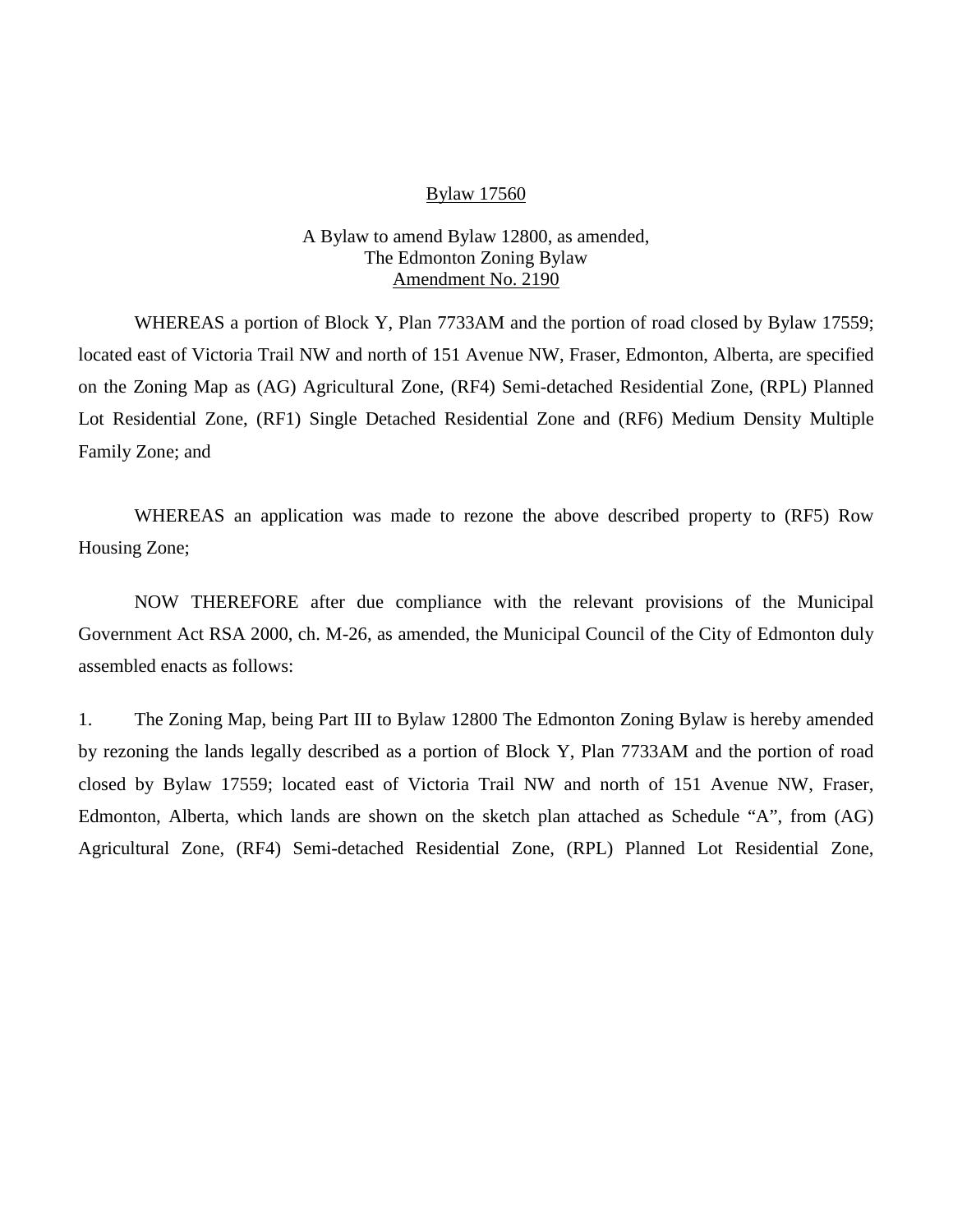<u>Bylaw 17560</u>

A Bylaw to amend Bylaw 12800, as amended,
The Edmonton Zoning Bylaw
<u>Amendment No. 2190</u>

WHEREAS a portion of Block Y, Plan 7733AM and the portion of road closed by Bylaw 17559; located east of Victoria Trail NW and north of 151 Avenue NW, Fraser, Edmonton, Alberta, are specified on the Zoning Map as (AG) Agricultural Zone, (RF4) Semi-detached Residential Zone, (RPL) Planned Lot Residential Zone, (RF1) Single Detached Residential Zone and (RF6) Medium Density Multiple Family Zone; and

WHEREAS an application was made to rezone the above described property to (RF5) Row Housing Zone;

NOW THEREFORE after due compliance with the relevant provisions of the Municipal Government Act RSA 2000, ch. M-26, as amended, the Municipal Council of the City of Edmonton duly assembled enacts as follows:

1. The Zoning Map, being Part III to Bylaw 12800 The Edmonton Zoning Bylaw is hereby amended by rezoning the lands legally described as a portion of Block Y, Plan 7733AM and the portion of road closed by Bylaw 17559; located east of Victoria Trail NW and north of 151 Avenue NW, Fraser, Edmonton, Alberta, which lands are shown on the sketch plan attached as Schedule "A", from (AG) Agricultural Zone, (RF4) Semi-detached Residential Zone, (RPL) Planned Lot Residential Zone,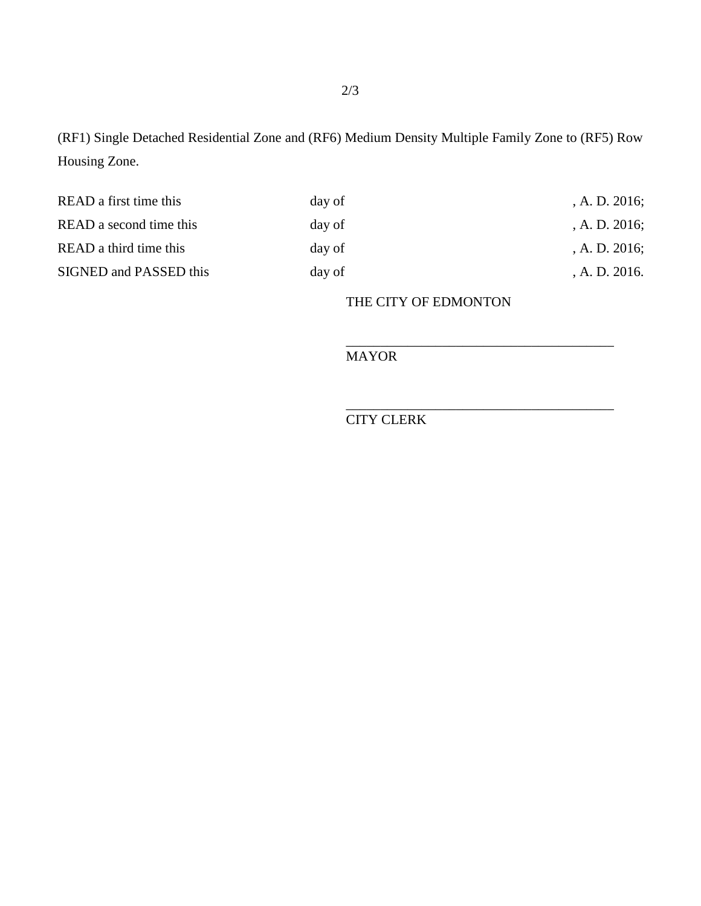(RF1) Single Detached Residential Zone and (RF6) Medium Density Multiple Family Zone to (RF5) Row Housing Zone.

| | | |
|---|---|---|
| READ a first time this | day of | , A. D. 2016; |
| READ a second time this | day of | , A. D. 2016; |
| READ a third time this | day of | , A. D. 2016; |
| SIGNED and PASSED this | day of | , A. D. 2016. |

THE CITY OF EDMONTON

_______________________________________

MAYOR

_______________________________________

CITY CLERK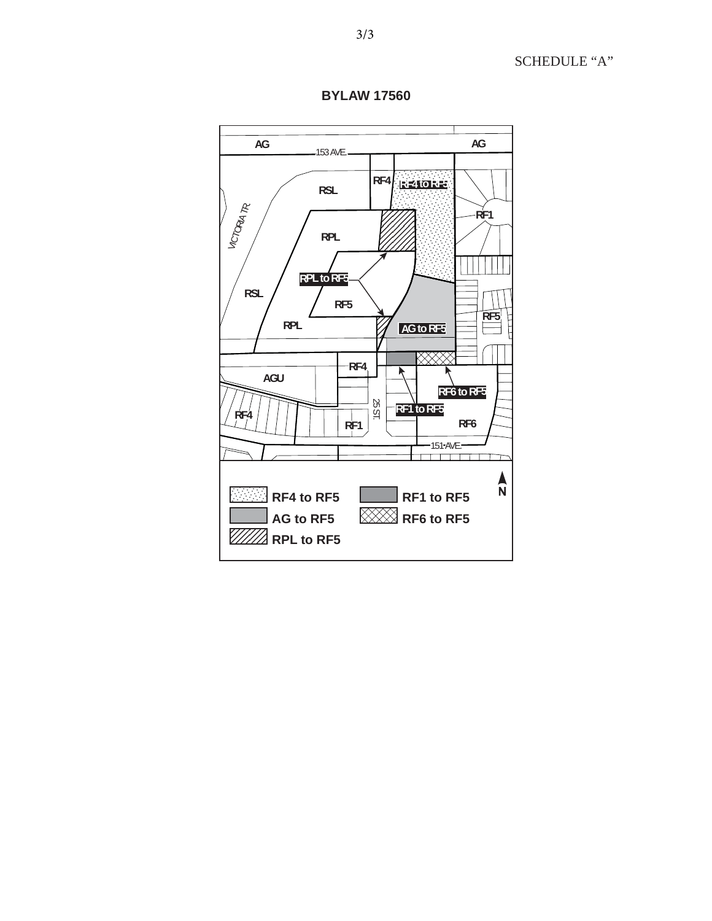SCHEDULE "A"

## BYLAW 17560

AG
153 AVE.
AG
RF4
RF4 to RF5
RSL
VICTORIA TR.
RF1
RPL
RPL to RF5
RSL
RF5
RF5
RPL
AG to RF5
RF4
AGU
RF6 to RF5
25 ST.
RF1 to RF5
RF4
RF6
RF1
151 AVE.
N

RF4 to RF5
RF1 to RF5
AG to RF5
RF6 to RF5
RPL to RF5